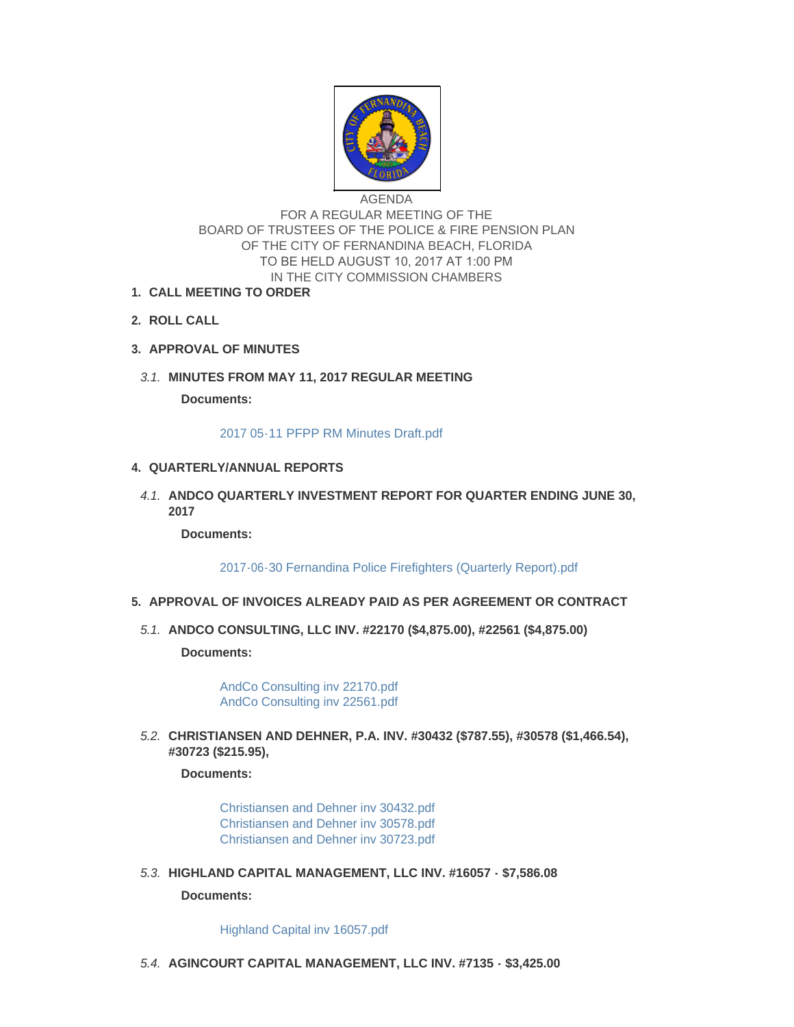AGENDA
FOR A REGULAR MEETING OF THE
BOARD OF TRUSTEES OF THE POLICE & FIRE PENSION PLAN
OF THE CITY OF FERNANDINA BEACH, FLORIDA
TO BE HELD AUGUST 10, 2017 AT 1:00 PM
IN THE CITY COMMISSION CHAMBERS

1. **CALL MEETING TO ORDER**

2. **ROLL CALL**

3. **APPROVAL OF MINUTES**

   3.1. **MINUTES FROM MAY 11, 2017 REGULAR MEETING**

   **Documents:**

   2017 05-11 PFPP RM Minutes Draft.pdf

4. **QUARTERLY/ANNUAL REPORTS**

   4.1. **ANDCO QUARTERLY INVESTMENT REPORT FOR QUARTER ENDING JUNE 30, 2017**

   **Documents:**

   2017-06-30 Fernandina Police Firefighters (Quarterly Report).pdf

5. **APPROVAL OF INVOICES ALREADY PAID AS PER AGREEMENT OR CONTRACT**

   5.1. **ANDCO CONSULTING, LLC INV. #22170 ($4,875.00), #22561 ($4,875.00)**

   **Documents:**

   AndCo Consulting inv 22170.pdf
   AndCo Consulting inv 22561.pdf

   5.2. **CHRISTIANSEN AND DEHNER, P.A. INV. #30432 ($787.55), #30578 ($1,466.54), #30723 ($215.95),**

   **Documents:**

   Christiansen and Dehner inv 30432.pdf
   Christiansen and Dehner inv 30578.pdf
   Christiansen and Dehner inv 30723.pdf

   5.3. **HIGHLAND CAPITAL MANAGEMENT, LLC INV. #16057 - $7,586.08**

   **Documents:**

   Highland Capital inv 16057.pdf

   5.4. **AGINCOURT CAPITAL MANAGEMENT, LLC INV. #7135 - $3,425.00**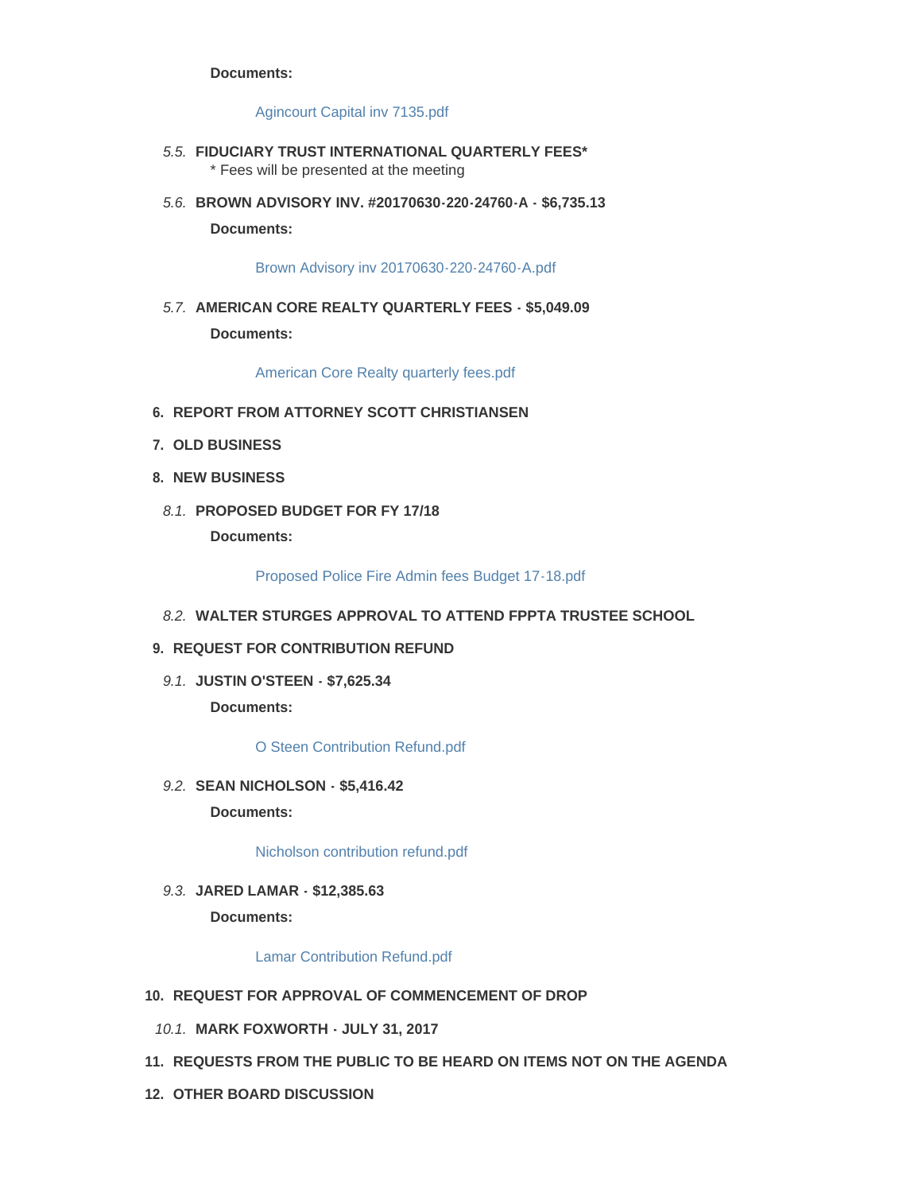**Documents:**

Agincourt Capital inv 7135.pdf

5.5. **FIDUCIARY TRUST INTERNATIONAL QUARTERLY FEES***
* Fees will be presented at the meeting

5.6. **BROWN ADVISORY INV. #20170630-220-24760-A - $6,735.13**

**Documents:**

Brown Advisory inv 20170630-220-24760-A.pdf

5.7. **AMERICAN CORE REALTY QUARTERLY FEES - $5,049.09**

**Documents:**

American Core Realty quarterly fees.pdf

6. **REPORT FROM ATTORNEY SCOTT CHRISTIANSEN**

7. **OLD BUSINESS**

8. **NEW BUSINESS**

8.1. **PROPOSED BUDGET FOR FY 17/18**

**Documents:**

Proposed Police Fire Admin fees Budget 17-18.pdf

8.2. **WALTER STURGES APPROVAL TO ATTEND FPPTA TRUSTEE SCHOOL**

9. **REQUEST FOR CONTRIBUTION REFUND**

9.1. **JUSTIN O'STEEN - $7,625.34**

**Documents:**

O Steen Contribution Refund.pdf

9.2. **SEAN NICHOLSON - $5,416.42**

**Documents:**

Nicholson contribution refund.pdf

9.3. **JARED LAMAR - $12,385.63**

**Documents:**

Lamar Contribution Refund.pdf

10. **REQUEST FOR APPROVAL OF COMMENCEMENT OF DROP**

10.1. **MARK FOXWORTH - JULY 31, 2017**

11. **REQUESTS FROM THE PUBLIC TO BE HEARD ON ITEMS NOT ON THE AGENDA**

12. **OTHER BOARD DISCUSSION**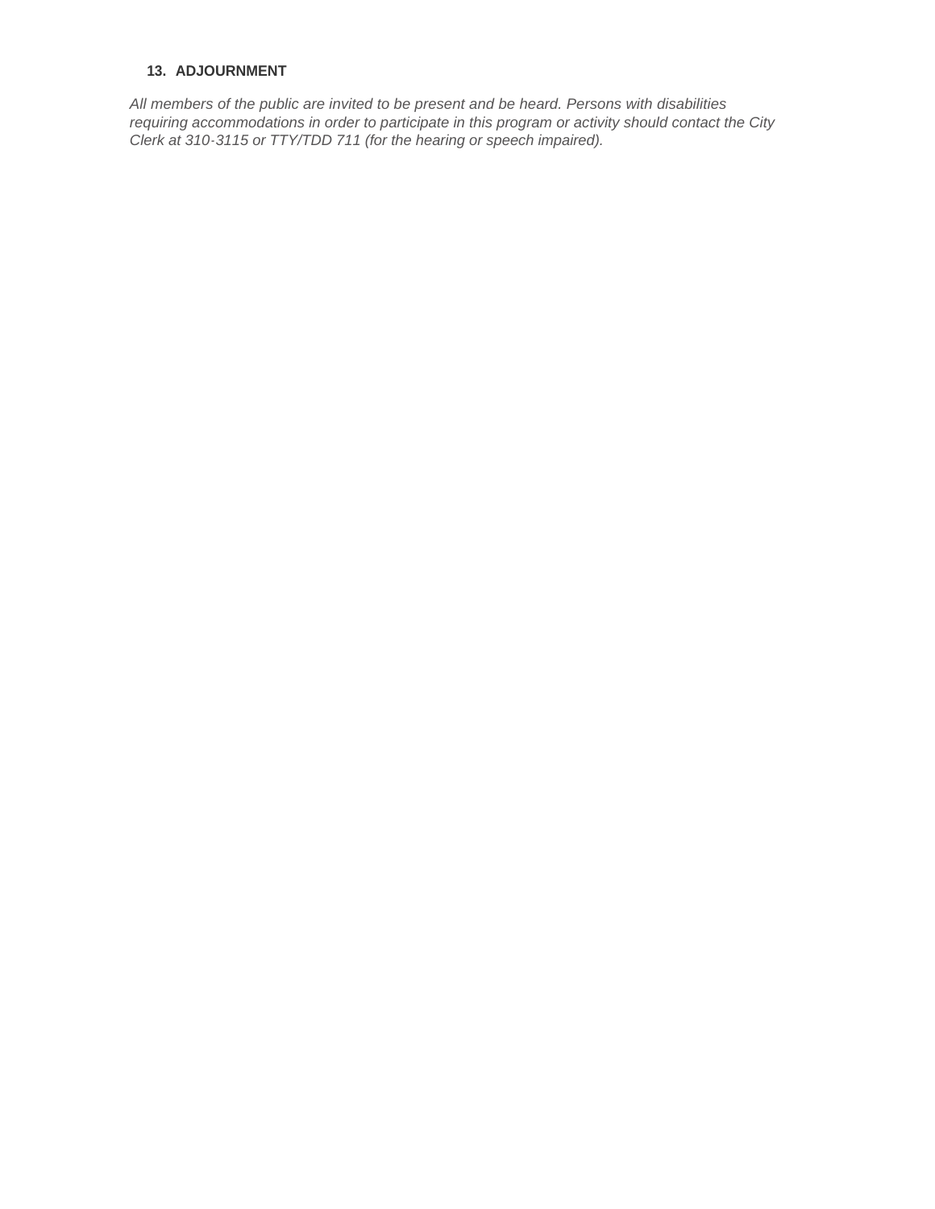**13. ADJOURNMENT**

*All members of the public are invited to be present and be heard. Persons with disabilities requiring accommodations in order to participate in this program or activity should contact the City Clerk at 310-3115 or TTY/TDD 711 (for the hearing or speech impaired).*